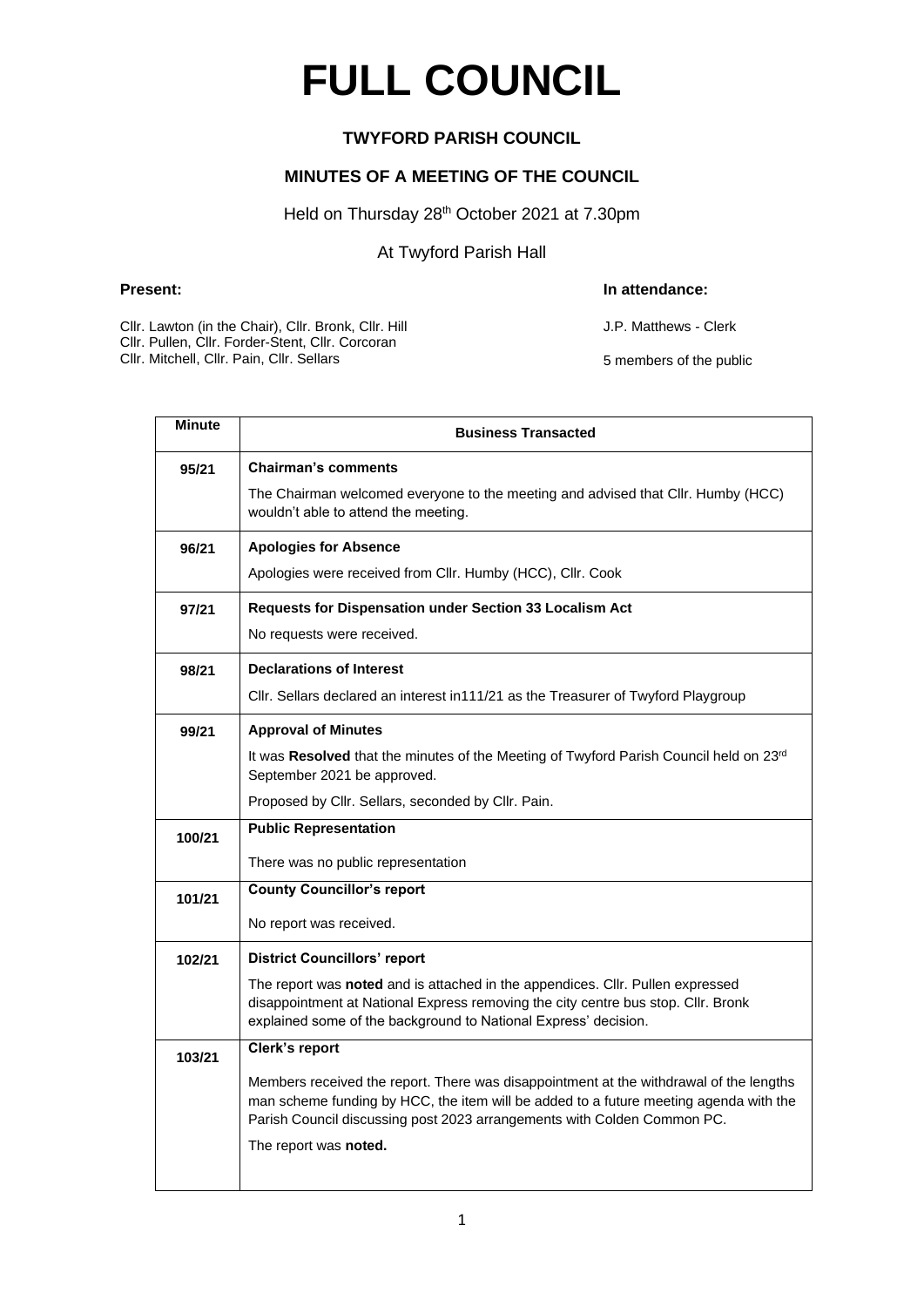# FULL COUNCIL

## TWYFORD PARISH COUNCIL

## MINUTES OF A MEETING OF THE COUNCIL

Held on Thursday 28th October 2021 at 7.30pm

At Twyford Parish Hall

**Present:**

Cllr. Lawton (in the Chair), Cllr. Bronk, Cllr. Hill
Cllr. Pullen, Cllr. Forder-Stent, Cllr. Corcoran
Cllr. Mitchell, Cllr. Pain, Cllr. Sellars

**In attendance:**

J.P. Matthews - Clerk

5 members of the public

| Minute | Business Transacted |
|---|---|
| 95/21 | **Chairman's comments**<br>The Chairman welcomed everyone to the meeting and advised that Cllr. Humby (HCC) wouldn't able to attend the meeting. |
| 96/21 | **Apologies for Absence**<br>Apologies were received from Cllr. Humby (HCC), Cllr. Cook |
| 97/21 | **Requests for Dispensation under Section 33 Localism Act**<br>No requests were received. |
| 98/21 | **Declarations of Interest**<br>Cllr. Sellars declared an interest in111/21 as the Treasurer of Twyford Playgroup |
| 99/21 | **Approval of Minutes**<br>It was **Resolved** that the minutes of the Meeting of Twyford Parish Council held on 23rd September 2021 be approved.<br>Proposed by Cllr. Sellars, seconded by Cllr. Pain. |
| 100/21 | **Public Representation**<br>There was no public representation |
| 101/21 | **County Councillor's report**<br>No report was received. |
| 102/21 | **District Councillors' report**<br>The report was **noted** and is attached in the appendices. Cllr. Pullen expressed disappointment at National Express removing the city centre bus stop. Cllr. Bronk explained some of the background to National Express' decision. |
| 103/21 | **Clerk's report**<br>Members received the report. There was disappointment at the withdrawal of the lengths man scheme funding by HCC, the item will be added to a future meeting agenda with the Parish Council discussing post 2023 arrangements with Colden Common PC.<br>The report was **noted.** |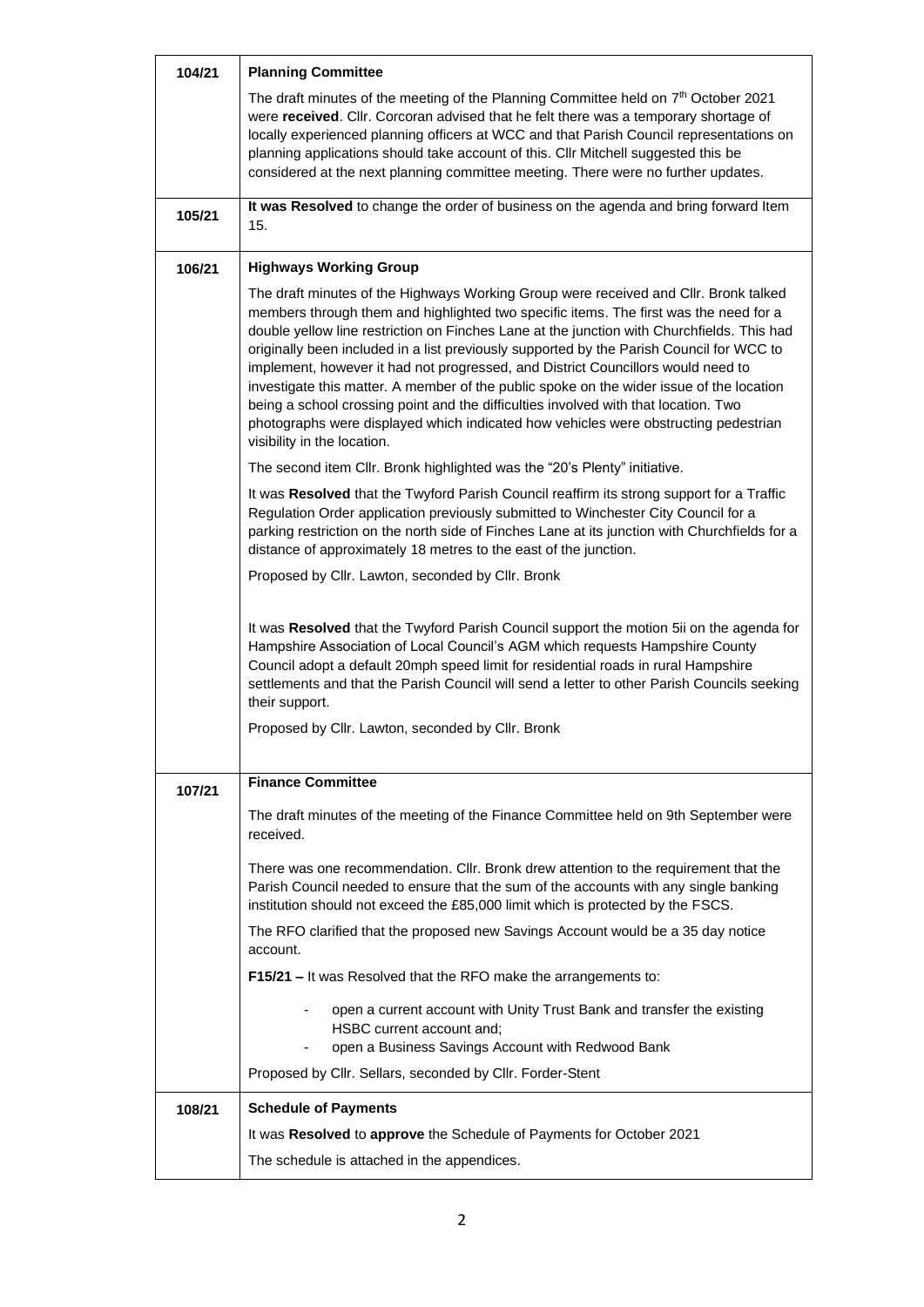| | |
|---|---|
| **104/21** | **Planning Committee**<br><br>The draft minutes of the meeting of the Planning Committee held on 7th October 2021 were **received**. Cllr. Corcoran advised that he felt there was a temporary shortage of locally experienced planning officers at WCC and that Parish Council representations on planning applications should take account of this. Cllr Mitchell suggested this be considered at the next planning committee meeting. There were no further updates. |
| **105/21** | **It was Resolved** to change the order of business on the agenda and bring forward Item 15. |
| **106/21** | **Highways Working Group**<br><br>The draft minutes of the Highways Working Group were received and Cllr. Bronk talked members through them and highlighted two specific items. The first was the need for a double yellow line restriction on Finches Lane at the junction with Churchfields. This had originally been included in a list previously supported by the Parish Council for WCC to implement, however it had not progressed, and District Councillors would need to investigate this matter. A member of the public spoke on the wider issue of the location being a school crossing point and the difficulties involved with that location. Two photographs were displayed which indicated how vehicles were obstructing pedestrian visibility in the location.<br><br>The second item Cllr. Bronk highlighted was the "20's Plenty" initiative.<br><br>It was **Resolved** that the Twyford Parish Council reaffirm its strong support for a Traffic Regulation Order application previously submitted to Winchester City Council for a parking restriction on the north side of Finches Lane at its junction with Churchfields for a distance of approximately 18 metres to the east of the junction.<br><br>Proposed by Cllr. Lawton, seconded by Cllr. Bronk<br><br>It was **Resolved** that the Twyford Parish Council support the motion 5ii on the agenda for Hampshire Association of Local Council's AGM which requests Hampshire County Council adopt a default 20mph speed limit for residential roads in rural Hampshire settlements and that the Parish Council will send a letter to other Parish Councils seeking their support.<br><br>Proposed by Cllr. Lawton, seconded by Cllr. Bronk |
| **107/21** | **Finance Committee**<br><br>The draft minutes of the meeting of the Finance Committee held on 9th September were received.<br><br>There was one recommendation. Cllr. Bronk drew attention to the requirement that the Parish Council needed to ensure that the sum of the accounts with any single banking institution should not exceed the £85,000 limit which is protected by the FSCS.<br><br>The RFO clarified that the proposed new Savings Account would be a 35 day notice account.<br><br>**F15/21 –** It was Resolved that the RFO make the arrangements to:<br><br>- open a current account with Unity Trust Bank and transfer the existing HSBC current account and;<br>- open a Business Savings Account with Redwood Bank<br><br>Proposed by Cllr. Sellars, seconded by Cllr. Forder-Stent |
| **108/21** | **Schedule of Payments**<br><br>It was **Resolved** to **approve** the Schedule of Payments for October 2021<br><br>The schedule is attached in the appendices. |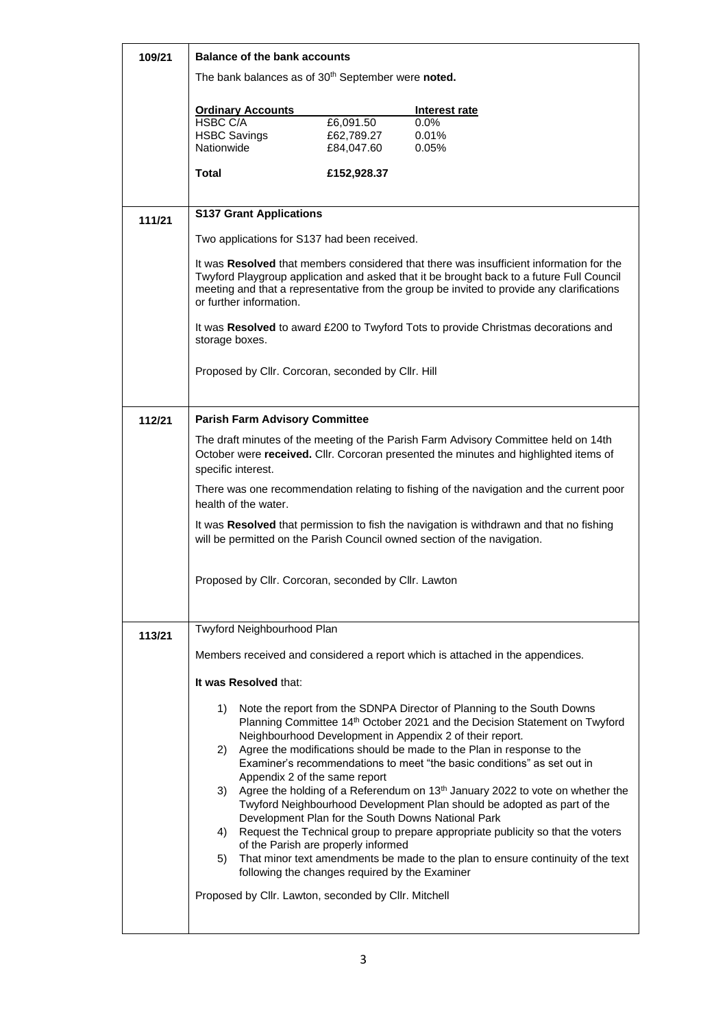| | |
|---|---|
| 109/21 | **Balance of the bank accounts** |

The bank balances as of 30th September were **noted.**

| **Ordinary Accounts** | | **Interest rate** |
|---|---|---|
| HSBC C/A | £6,091.50 | 0.0% |
| HSBC Savings | £62,789.27 | 0.01% |
| Nationwide | £84,047.60 | 0.05% |
| **Total** | **£152,928.37** | |

**111/21 S137 Grant Applications**

Two applications for S137 had been received.

It was **Resolved** that members considered that there was insufficient information for the Twyford Playgroup application and asked that it be brought back to a future Full Council meeting and that a representative from the group be invited to provide any clarifications or further information.

It was **Resolved** to award £200 to Twyford Tots to provide Christmas decorations and storage boxes.

Proposed by Cllr. Corcoran, seconded by Cllr. Hill

**112/21 Parish Farm Advisory Committee**

The draft minutes of the meeting of the Parish Farm Advisory Committee held on 14th October were **received.** Cllr. Corcoran presented the minutes and highlighted items of specific interest.

There was one recommendation relating to fishing of the navigation and the current poor health of the water.

It was **Resolved** that permission to fish the navigation is withdrawn and that no fishing will be permitted on the Parish Council owned section of the navigation.

Proposed by Cllr. Corcoran, seconded by Cllr. Lawton

**113/21 Twyford Neighbourhood Plan**

Members received and considered a report which is attached in the appendices.

**It was Resolved** that:

1) Note the report from the SDNPA Director of Planning to the South Downs Planning Committee 14th October 2021 and the Decision Statement on Twyford Neighbourhood Development in Appendix 2 of their report.
2) Agree the modifications should be made to the Plan in response to the Examiner's recommendations to meet "the basic conditions" as set out in Appendix 2 of the same report
3) Agree the holding of a Referendum on 13th January 2022 to vote on whether the Twyford Neighbourhood Development Plan should be adopted as part of the Development Plan for the South Downs National Park
4) Request the Technical group to prepare appropriate publicity so that the voters of the Parish are properly informed
5) That minor text amendments be made to the plan to ensure continuity of the text following the changes required by the Examiner

Proposed by Cllr. Lawton, seconded by Cllr. Mitchell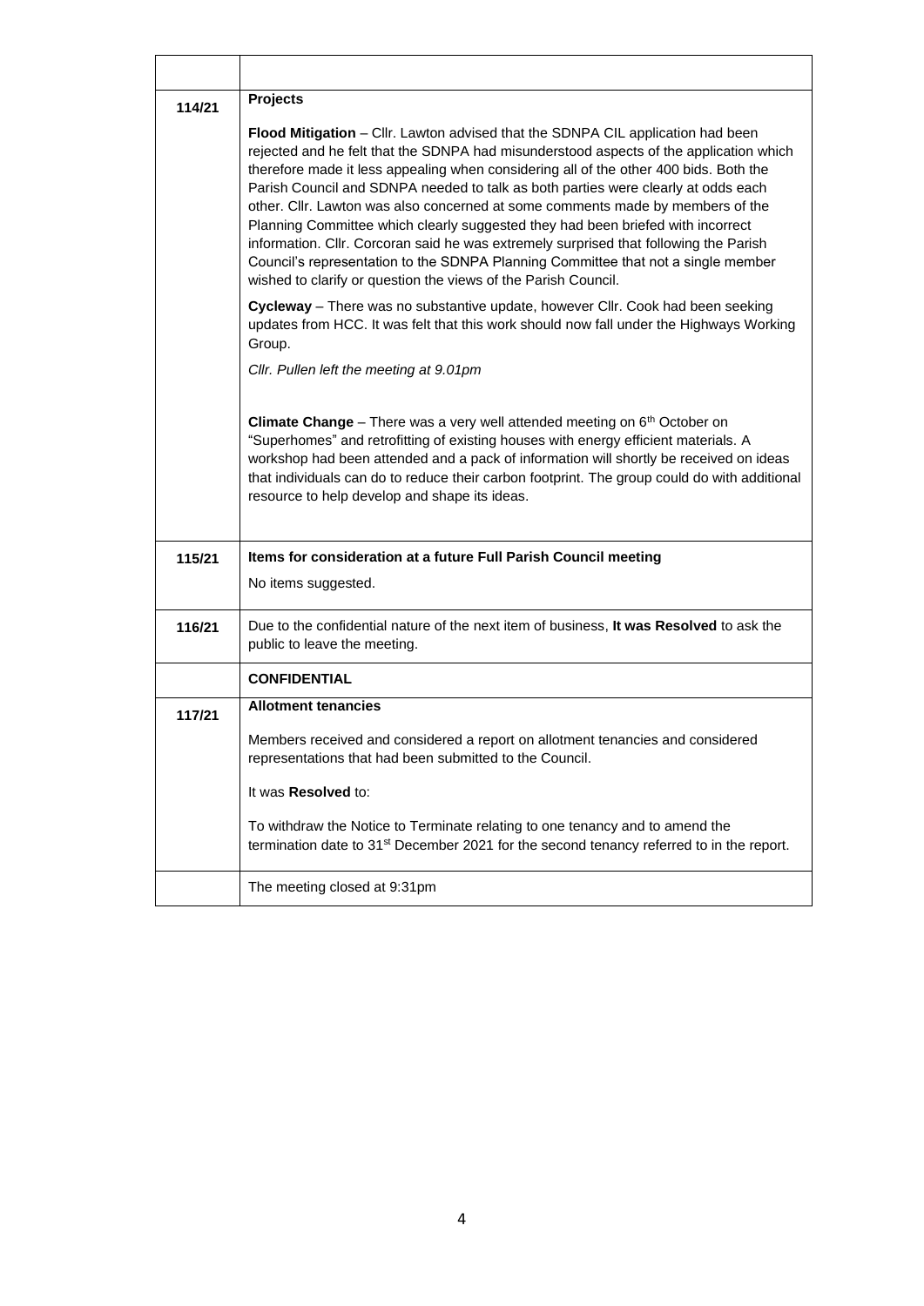| | |
|---|---|
| **114/21** | **Projects**<br><br>**Flood Mitigation** – Cllr. Lawton advised that the SDNPA CIL application had been rejected and he felt that the SDNPA had misunderstood aspects of the application which therefore made it less appealing when considering all of the other 400 bids. Both the Parish Council and SDNPA needed to talk as both parties were clearly at odds each other. Cllr. Lawton was also concerned at some comments made by members of the Planning Committee which clearly suggested they had been briefed with incorrect information. Cllr. Corcoran said he was extremely surprised that following the Parish Council's representation to the SDNPA Planning Committee that not a single member wished to clarify or question the views of the Parish Council.<br><br>**Cycleway** – There was no substantive update, however Cllr. Cook had been seeking updates from HCC. It was felt that this work should now fall under the Highways Working Group.<br><br>*Cllr. Pullen left the meeting at 9.01pm*<br><br>**Climate Change** – There was a very well attended meeting on 6th October on "Superhomes" and retrofitting of existing houses with energy efficient materials. A workshop had been attended and a pack of information will shortly be received on ideas that individuals can do to reduce their carbon footprint. The group could do with additional resource to help develop and shape its ideas. |
| **115/21** | **Items for consideration at a future Full Parish Council meeting**<br><br>No items suggested. |
| **116/21** | Due to the confidential nature of the next item of business, **It was Resolved** to ask the public to leave the meeting. |
| | **CONFIDENTIAL** |
| **117/21** | **Allotment tenancies**<br><br>Members received and considered a report on allotment tenancies and considered representations that had been submitted to the Council.<br><br>It was **Resolved** to:<br><br>To withdraw the Notice to Terminate relating to one tenancy and to amend the termination date to 31st December 2021 for the second tenancy referred to in the report. |
| | The meeting closed at 9:31pm |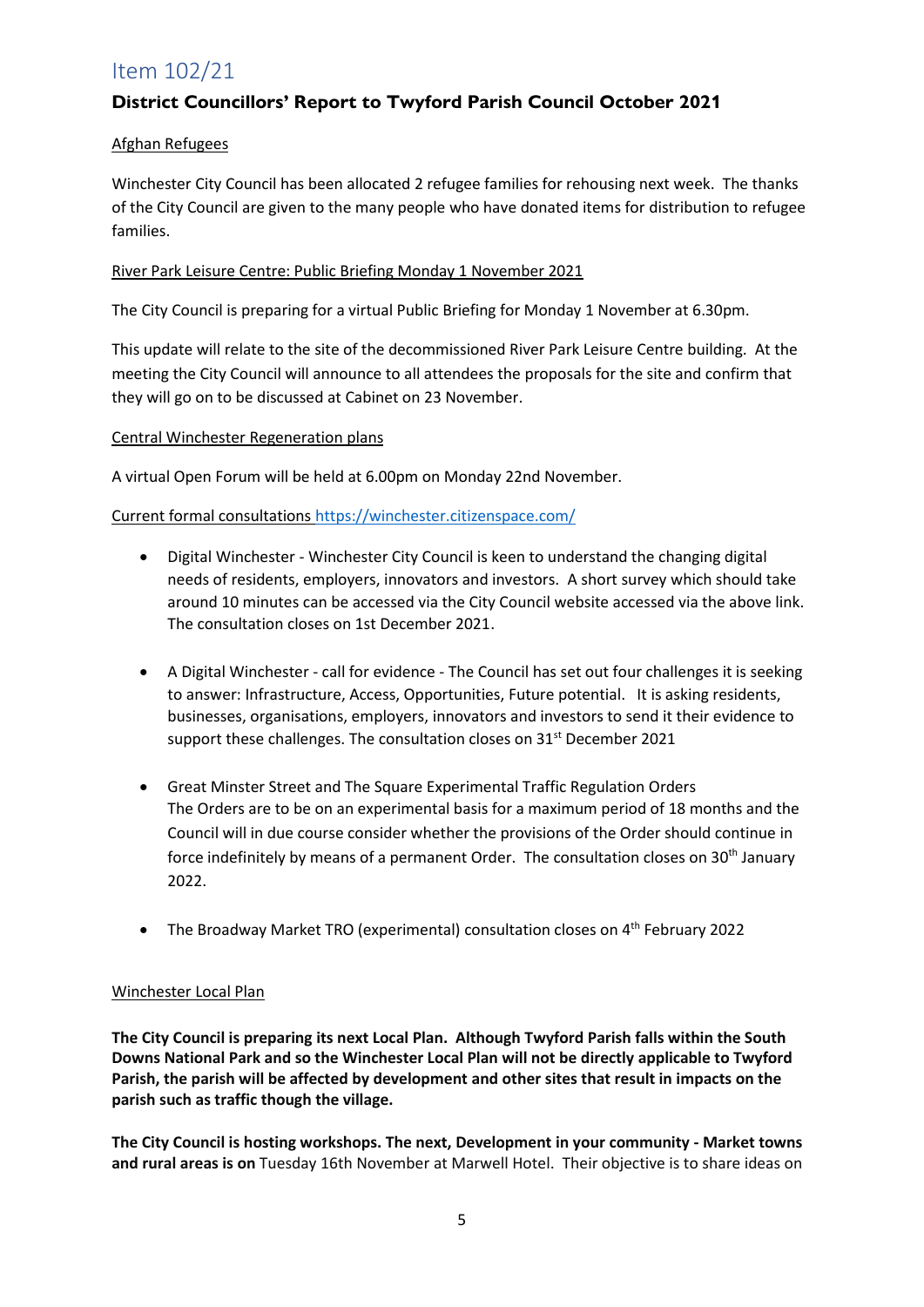# Item 102/21

## District Councillors' Report to Twyford Parish Council October 2021

Afghan Refugees

Winchester City Council has been allocated 2 refugee families for rehousing next week. The thanks of the City Council are given to the many people who have donated items for distribution to refugee families.

River Park Leisure Centre: Public Briefing Monday 1 November 2021

The City Council is preparing for a virtual Public Briefing for Monday 1 November at 6.30pm.

This update will relate to the site of the decommissioned River Park Leisure Centre building. At the meeting the City Council will announce to all attendees the proposals for the site and confirm that they will go on to be discussed at Cabinet on 23 November.

Central Winchester Regeneration plans

A virtual Open Forum will be held at 6.00pm on Monday 22nd November.

Current formal consultations https://winchester.citizenspace.com/

- Digital Winchester - Winchester City Council is keen to understand the changing digital needs of residents, employers, innovators and investors. A short survey which should take around 10 minutes can be accessed via the City Council website accessed via the above link. The consultation closes on 1st December 2021.

- A Digital Winchester - call for evidence - The Council has set out four challenges it is seeking to answer: Infrastructure, Access, Opportunities, Future potential. It is asking residents, businesses, organisations, employers, innovators and investors to send it their evidence to support these challenges. The consultation closes on 31st December 2021

- Great Minster Street and The Square Experimental Traffic Regulation Orders
  The Orders are to be on an experimental basis for a maximum period of 18 months and the Council will in due course consider whether the provisions of the Order should continue in force indefinitely by means of a permanent Order. The consultation closes on 30th January 2022.

- The Broadway Market TRO (experimental) consultation closes on 4th February 2022

Winchester Local Plan

**The City Council is preparing its next Local Plan. Although Twyford Parish falls within the South Downs National Park and so the Winchester Local Plan will not be directly applicable to Twyford Parish, the parish will be affected by development and other sites that result in impacts on the parish such as traffic though the village.**

**The City Council is hosting workshops. The next, Development in your community - Market towns and rural areas is on** Tuesday 16th November at Marwell Hotel. Their objective is to share ideas on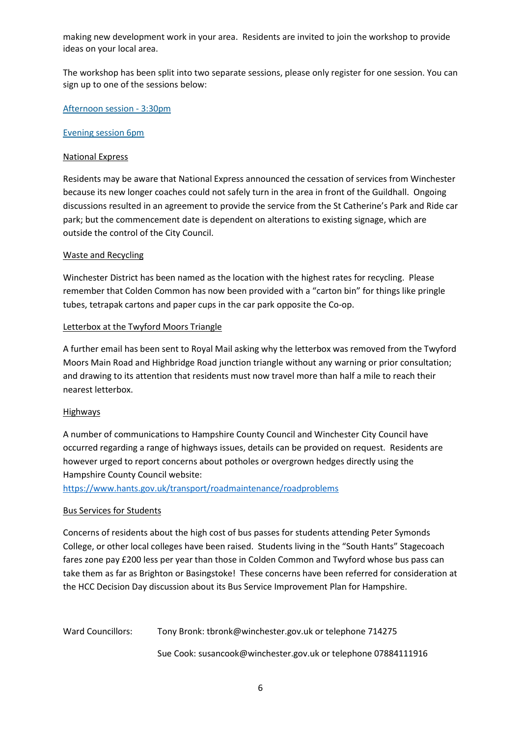making new development work in your area. Residents are invited to join the workshop to provide ideas on your local area.

The workshop has been split into two separate sessions, please only register for one session. You can sign up to one of the sessions below:

[Afternoon session - 3:30pm]

[Evening session 6pm]

## National Express

Residents may be aware that National Express announced the cessation of services from Winchester because its new longer coaches could not safely turn in the area in front of the Guildhall. Ongoing discussions resulted in an agreement to provide the service from the St Catherine's Park and Ride car park; but the commencement date is dependent on alterations to existing signage, which are outside the control of the City Council.

## Waste and Recycling

Winchester District has been named as the location with the highest rates for recycling. Please remember that Colden Common has now been provided with a "carton bin" for things like pringle tubes, tetrapak cartons and paper cups in the car park opposite the Co-op.

## Letterbox at the Twyford Moors Triangle

A further email has been sent to Royal Mail asking why the letterbox was removed from the Twyford Moors Main Road and Highbridge Road junction triangle without any warning or prior consultation; and drawing to its attention that residents must now travel more than half a mile to reach their nearest letterbox.

## Highways

A number of communications to Hampshire County Council and Winchester City Council have occurred regarding a range of highways issues, details can be provided on request. Residents are however urged to report concerns about potholes or overgrown hedges directly using the Hampshire County Council website:
https://www.hants.gov.uk/transport/roadmaintenance/roadproblems

## Bus Services for Students

Concerns of residents about the high cost of bus passes for students attending Peter Symonds College, or other local colleges have been raised. Students living in the "South Hants" Stagecoach fares zone pay £200 less per year than those in Colden Common and Twyford whose bus pass can take them as far as Brighton or Basingstoke! These concerns have been referred for consideration at the HCC Decision Day discussion about its Bus Service Improvement Plan for Hampshire.

Ward Councillors: Tony Bronk: tbronk@winchester.gov.uk or telephone 714275

Sue Cook: susancook@winchester.gov.uk or telephone 07884111916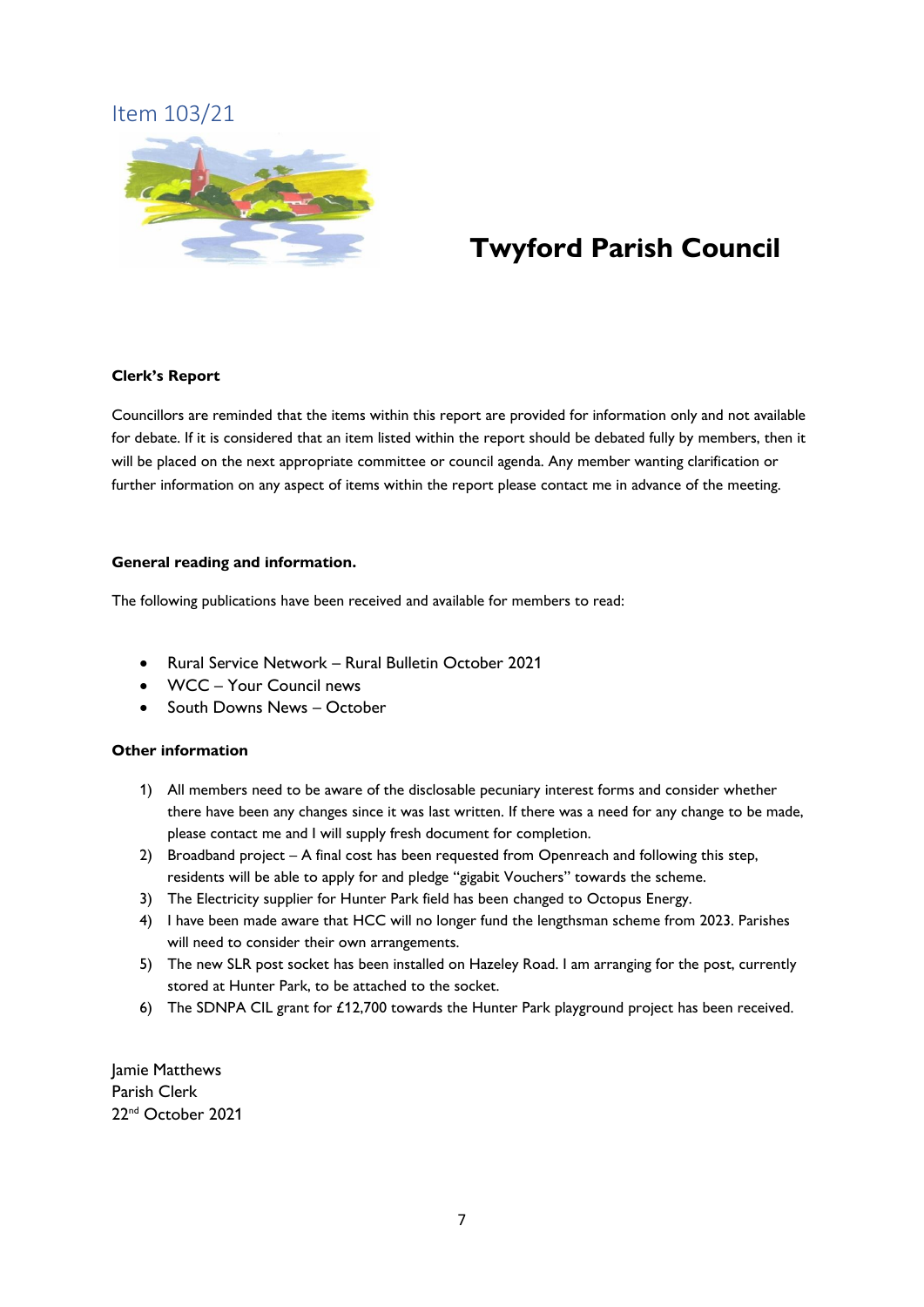Item 103/21

# Twyford Parish Council

**Clerk's Report**

Councillors are reminded that the items within this report are provided for information only and not available for debate. If it is considered that an item listed within the report should be debated fully by members, then it will be placed on the next appropriate committee or council agenda. Any member wanting clarification or further information on any aspect of items within the report please contact me in advance of the meeting.

**General reading and information.**

The following publications have been received and available for members to read:

- Rural Service Network – Rural Bulletin October 2021
- WCC – Your Council news
- South Downs News – October

**Other information**

1) All members need to be aware of the disclosable pecuniary interest forms and consider whether there have been any changes since it was last written. If there was a need for any change to be made, please contact me and I will supply fresh document for completion.
2) Broadband project – A final cost has been requested from Openreach and following this step, residents will be able to apply for and pledge "gigabit Vouchers" towards the scheme.
3) The Electricity supplier for Hunter Park field has been changed to Octopus Energy.
4) I have been made aware that HCC will no longer fund the lengthsman scheme from 2023. Parishes will need to consider their own arrangements.
5) The new SLR post socket has been installed on Hazeley Road. I am arranging for the post, currently stored at Hunter Park, to be attached to the socket.
6) The SDNPA CIL grant for £12,700 towards the Hunter Park playground project has been received.

Jamie Matthews
Parish Clerk
22nd October 2021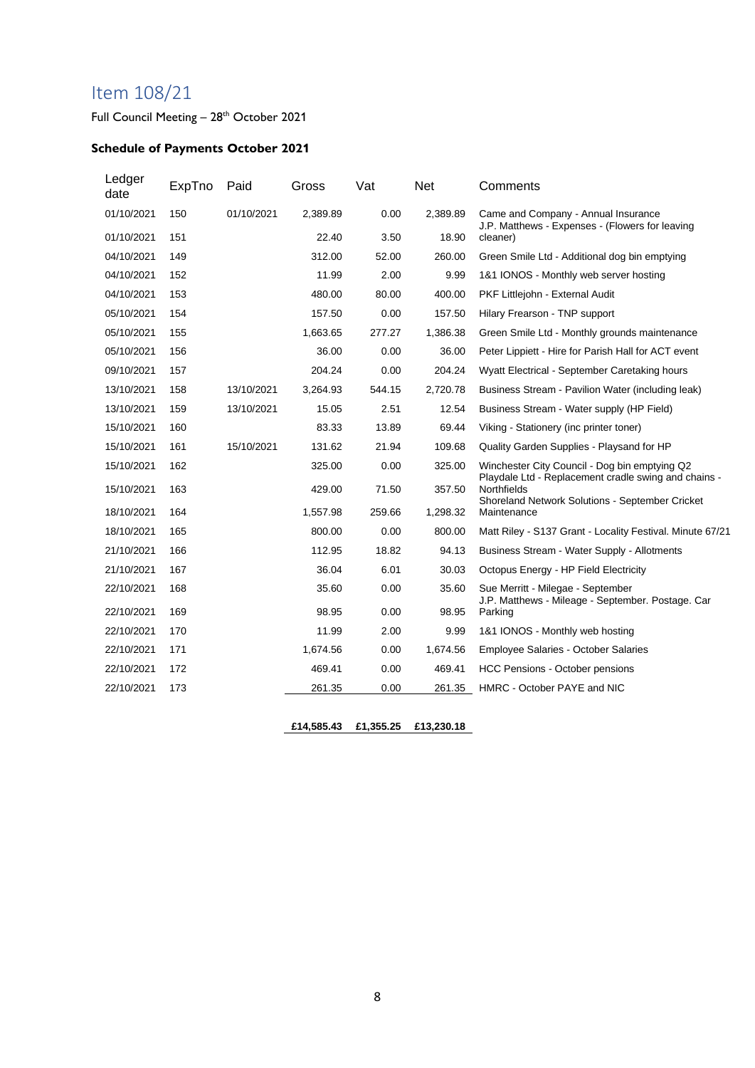# Item 108/21

Full Council Meeting – 28th October 2021

### Schedule of Payments October 2021

| Ledger date | ExpTno | Paid | Gross | Vat | Net | Comments |
|---|---|---|---|---|---|---|
| 01/10/2021 | 150 | 01/10/2021 | 2,389.89 | 0.00 | 2,389.89 | Came and Company - Annual Insurance |
| 01/10/2021 | 151 | | 22.40 | 3.50 | 18.90 | J.P. Matthews - Expenses - (Flowers for leaving cleaner) |
| 04/10/2021 | 149 | | 312.00 | 52.00 | 260.00 | Green Smile Ltd - Additional dog bin emptying |
| 04/10/2021 | 152 | | 11.99 | 2.00 | 9.99 | 1&1 IONOS - Monthly web server hosting |
| 04/10/2021 | 153 | | 480.00 | 80.00 | 400.00 | PKF Littlejohn - External Audit |
| 05/10/2021 | 154 | | 157.50 | 0.00 | 157.50 | Hilary Frearson - TNP support |
| 05/10/2021 | 155 | | 1,663.65 | 277.27 | 1,386.38 | Green Smile Ltd - Monthly grounds maintenance |
| 05/10/2021 | 156 | | 36.00 | 0.00 | 36.00 | Peter Lippiett - Hire for Parish Hall for ACT event |
| 09/10/2021 | 157 | | 204.24 | 0.00 | 204.24 | Wyatt Electrical - September Caretaking hours |
| 13/10/2021 | 158 | 13/10/2021 | 3,264.93 | 544.15 | 2,720.78 | Business Stream - Pavilion Water (including leak) |
| 13/10/2021 | 159 | 13/10/2021 | 15.05 | 2.51 | 12.54 | Business Stream - Water supply (HP Field) |
| 15/10/2021 | 160 | | 83.33 | 13.89 | 69.44 | Viking - Stationery (inc printer toner) |
| 15/10/2021 | 161 | 15/10/2021 | 131.62 | 21.94 | 109.68 | Quality Garden Supplies - Playsand for HP |
| 15/10/2021 | 162 | | 325.00 | 0.00 | 325.00 | Winchester City Council - Dog bin emptying Q2 |
| 15/10/2021 | 163 | | 429.00 | 71.50 | 357.50 | Playdale Ltd - Replacement cradle swing and chains - Northfields |
| 18/10/2021 | 164 | | 1,557.98 | 259.66 | 1,298.32 | Shoreland Network Solutions - September Cricket Maintenance |
| 18/10/2021 | 165 | | 800.00 | 0.00 | 800.00 | Matt Riley - S137 Grant - Locality Festival. Minute 67/21 |
| 21/10/2021 | 166 | | 112.95 | 18.82 | 94.13 | Business Stream - Water Supply - Allotments |
| 21/10/2021 | 167 | | 36.04 | 6.01 | 30.03 | Octopus Energy - HP Field Electricity |
| 22/10/2021 | 168 | | 35.60 | 0.00 | 35.60 | Sue Merritt - Milegae - September |
| 22/10/2021 | 169 | | 98.95 | 0.00 | 98.95 | J.P. Matthews - Mileage - September. Postage. Car Parking |
| 22/10/2021 | 170 | | 11.99 | 2.00 | 9.99 | 1&1 IONOS - Monthly web hosting |
| 22/10/2021 | 171 | | 1,674.56 | 0.00 | 1,674.56 | Employee Salaries - October Salaries |
| 22/10/2021 | 172 | | 469.41 | 0.00 | 469.41 | HCC Pensions - October pensions |
| 22/10/2021 | 173 | | 261.35 | 0.00 | 261.35 | HMRC - October PAYE and NIC |
| | | | **£14,585.43** | **£1,355.25** | **£13,230.18** | |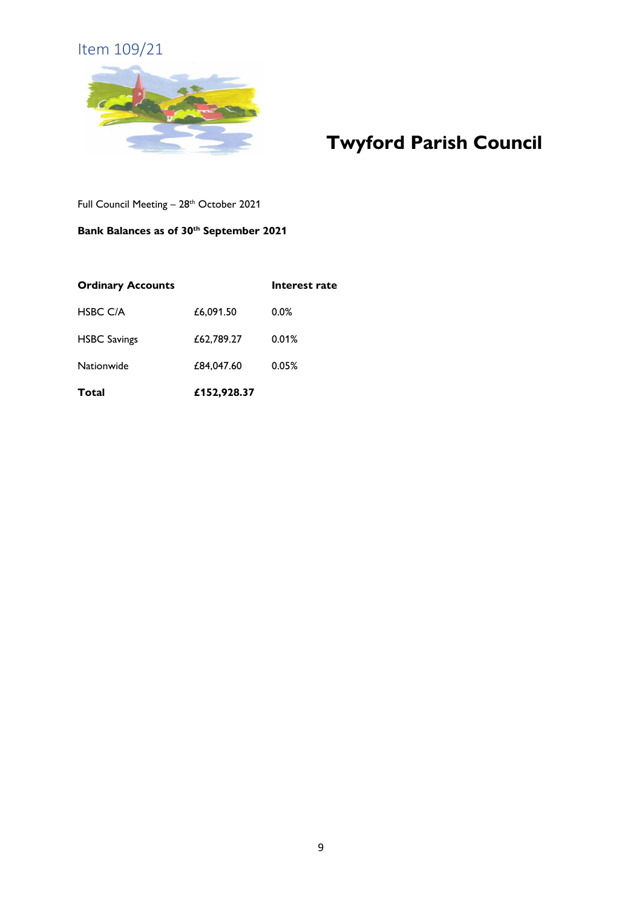Item 109/21

# Twyford Parish Council

Full Council Meeting – 28th October 2021

**Bank Balances as of 30th September 2021**

| **Ordinary Accounts** | | **Interest rate** |
|---|---|---|
| HSBC C/A | £6,091.50 | 0.0% |
| HSBC Savings | £62,789.27 | 0.01% |
| Nationwide | £84,047.60 | 0.05% |
| **Total** | **£152,928.37** | |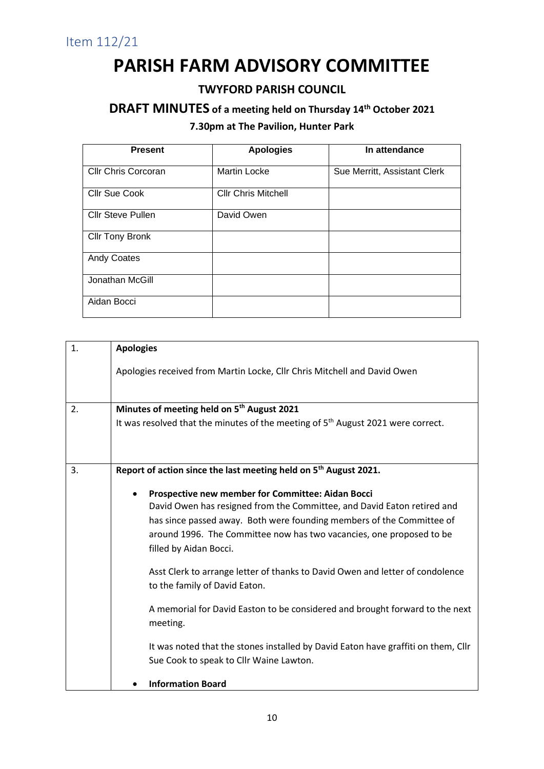Item 112/21

# PARISH FARM ADVISORY COMMITTEE

## TWYFORD PARISH COUNCIL

## DRAFT MINUTES of a meeting held on Thursday 14th October 2021

### 7.30pm at The Pavilion, Hunter Park

| Present | Apologies | In attendance |
|---|---|---|
| Cllr Chris Corcoran | Martin Locke | Sue Merritt, Assistant Clerk |
| Cllr Sue Cook | Cllr Chris Mitchell | |
| Cllr Steve Pullen | David Owen | |
| Cllr Tony Bronk | | |
| Andy Coates | | |
| Jonathan McGill | | |
| Aidan Bocci | | |

| | |
|---|---|
| 1. | **Apologies**<br><br>Apologies received from Martin Locke, Cllr Chris Mitchell and David Owen |
| 2. | **Minutes of meeting held on 5th August 2021**<br>It was resolved that the minutes of the meeting of 5th August 2021 were correct. |
| 3. | **Report of action since the last meeting held on 5th August 2021.**<br><br>• **Prospective new member for Committee: Aidan Bocci**<br>David Owen has resigned from the Committee, and David Eaton retired and has since passed away. Both were founding members of the Committee of around 1996. The Committee now has two vacancies, one proposed to be filled by Aidan Bocci.<br><br>Asst Clerk to arrange letter of thanks to David Owen and letter of condolence to the family of David Eaton.<br><br>A memorial for David Easton to be considered and brought forward to the next meeting.<br><br>It was noted that the stones installed by David Eaton have graffiti on them, Cllr Sue Cook to speak to Cllr Waine Lawton.<br><br>• **Information Board** |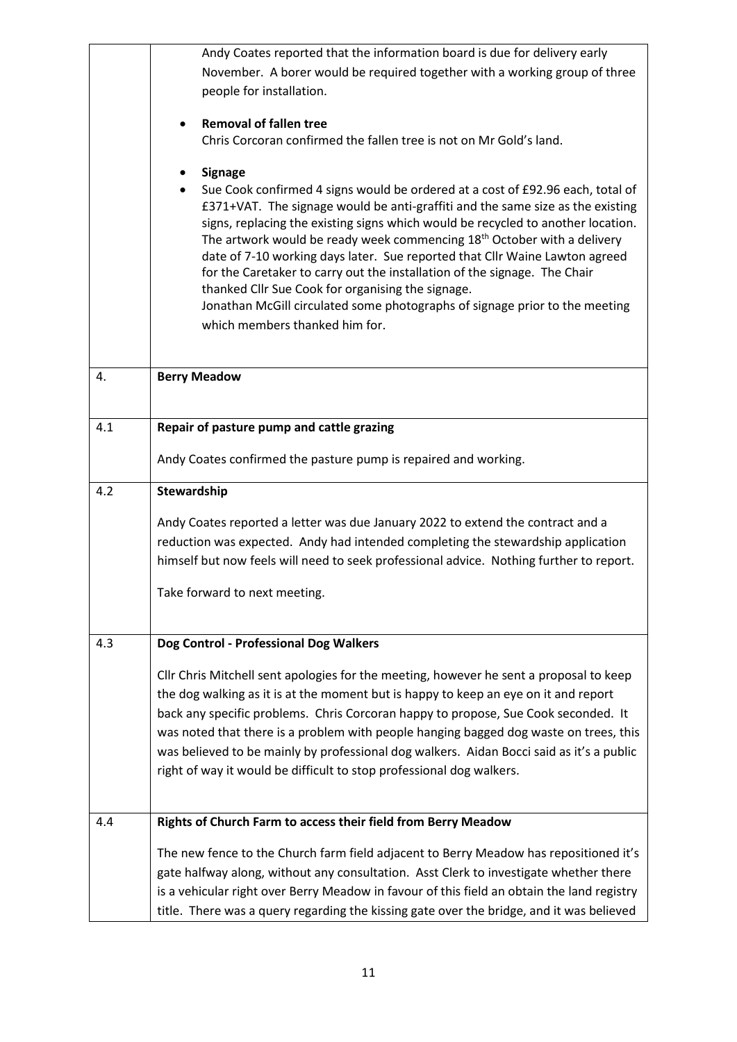| | |
|---|---|
| | Andy Coates reported that the information board is due for delivery early November. A borer would be required together with a working group of three people for installation.<br><br>• **Removal of fallen tree**<br>Chris Corcoran confirmed the fallen tree is not on Mr Gold's land.<br><br>• **Signage**<br>• Sue Cook confirmed 4 signs would be ordered at a cost of £92.96 each, total of £371+VAT. The signage would be anti-graffiti and the same size as the existing signs, replacing the existing signs which would be recycled to another location. The artwork would be ready week commencing 18th October with a delivery date of 7-10 working days later. Sue reported that Cllr Waine Lawton agreed for the Caretaker to carry out the installation of the signage. The Chair thanked Cllr Sue Cook for organising the signage.<br>Jonathan McGill circulated some photographs of signage prior to the meeting which members thanked him for. |
| 4. | **Berry Meadow** |
| 4.1 | **Repair of pasture pump and cattle grazing**<br><br>Andy Coates confirmed the pasture pump is repaired and working. |
| 4.2 | **Stewardship**<br><br>Andy Coates reported a letter was due January 2022 to extend the contract and a reduction was expected. Andy had intended completing the stewardship application himself but now feels will need to seek professional advice. Nothing further to report.<br><br>Take forward to next meeting. |
| 4.3 | **Dog Control - Professional Dog Walkers**<br><br>Cllr Chris Mitchell sent apologies for the meeting, however he sent a proposal to keep the dog walking as it is at the moment but is happy to keep an eye on it and report back any specific problems. Chris Corcoran happy to propose, Sue Cook seconded. It was noted that there is a problem with people hanging bagged dog waste on trees, this was believed to be mainly by professional dog walkers. Aidan Bocci said as it's a public right of way it would be difficult to stop professional dog walkers. |
| 4.4 | **Rights of Church Farm to access their field from Berry Meadow**<br><br>The new fence to the Church farm field adjacent to Berry Meadow has repositioned it's gate halfway along, without any consultation. Asst Clerk to investigate whether there is a vehicular right over Berry Meadow in favour of this field an obtain the land registry title. There was a query regarding the kissing gate over the bridge, and it was believed |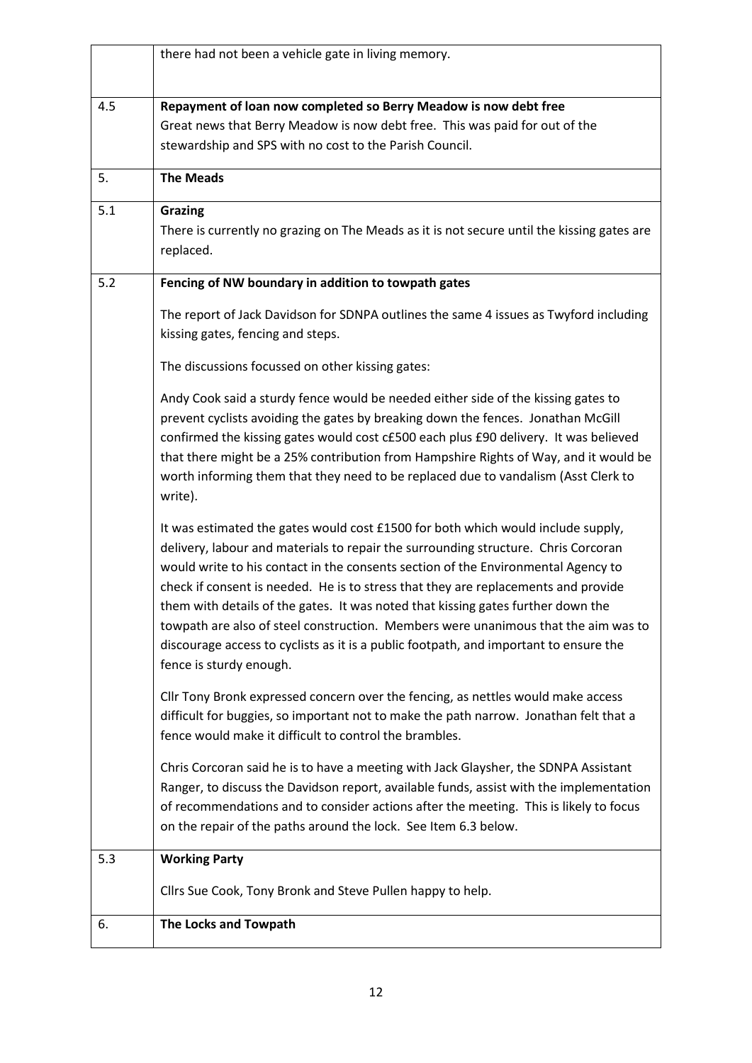|  |  |
|---|---|
|  | there had not been a vehicle gate in living memory. |
| 4.5 | **Repayment of loan now completed so Berry Meadow is now debt free**<br>Great news that Berry Meadow is now debt free. This was paid for out of the stewardship and SPS with no cost to the Parish Council. |
| 5. | **The Meads** |
| 5.1 | **Grazing**<br>There is currently no grazing on The Meads as it is not secure until the kissing gates are replaced. |
| 5.2 | **Fencing of NW boundary in addition to towpath gates**<br><br>The report of Jack Davidson for SDNPA outlines the same 4 issues as Twyford including kissing gates, fencing and steps.<br><br>The discussions focussed on other kissing gates:<br><br>Andy Cook said a sturdy fence would be needed either side of the kissing gates to prevent cyclists avoiding the gates by breaking down the fences. Jonathan McGill confirmed the kissing gates would cost c£500 each plus £90 delivery. It was believed that there might be a 25% contribution from Hampshire Rights of Way, and it would be worth informing them that they need to be replaced due to vandalism (Asst Clerk to write).<br><br>It was estimated the gates would cost £1500 for both which would include supply, delivery, labour and materials to repair the surrounding structure. Chris Corcoran would write to his contact in the consents section of the Environmental Agency to check if consent is needed. He is to stress that they are replacements and provide them with details of the gates. It was noted that kissing gates further down the towpath are also of steel construction. Members were unanimous that the aim was to discourage access to cyclists as it is a public footpath, and important to ensure the fence is sturdy enough.<br><br>Cllr Tony Bronk expressed concern over the fencing, as nettles would make access difficult for buggies, so important not to make the path narrow. Jonathan felt that a fence would make it difficult to control the brambles.<br><br>Chris Corcoran said he is to have a meeting with Jack Glaysher, the SDNPA Assistant Ranger, to discuss the Davidson report, available funds, assist with the implementation of recommendations and to consider actions after the meeting. This is likely to focus on the repair of the paths around the lock. See Item 6.3 below. |
| 5.3 | **Working Party**<br><br>Cllrs Sue Cook, Tony Bronk and Steve Pullen happy to help. |
| 6. | **The Locks and Towpath** |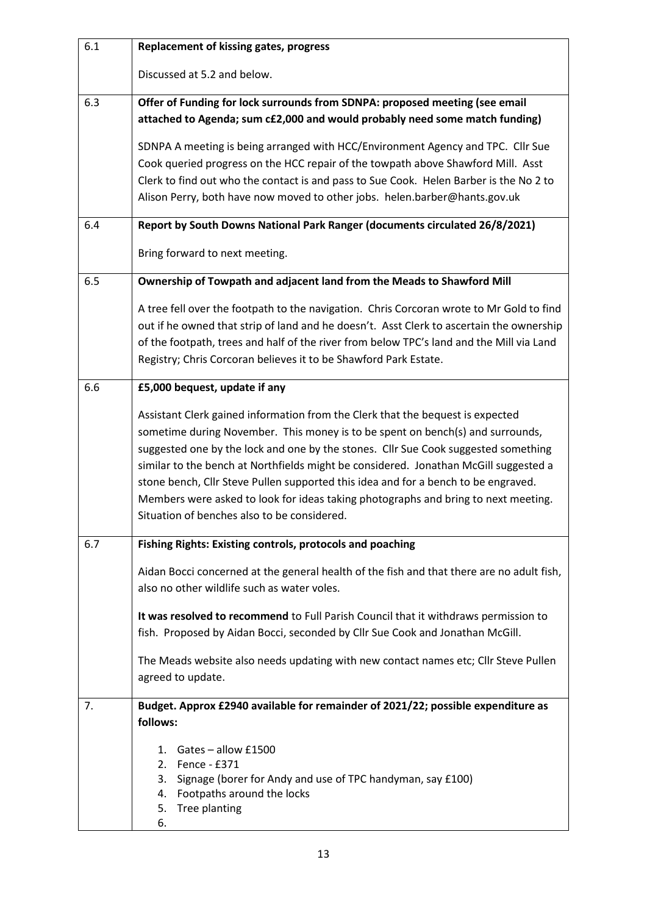| | |
|---|---|
| 6.1 | **Replacement of kissing gates, progress**<br><br>Discussed at 5.2 and below. |
| 6.3 | **Offer of Funding for lock surrounds from SDNPA: proposed meeting (see email attached to Agenda; sum c£2,000 and would probably need some match funding)**<br><br>SDNPA A meeting is being arranged with HCC/Environment Agency and TPC. Cllr Sue Cook queried progress on the HCC repair of the towpath above Shawford Mill. Asst Clerk to find out who the contact is and pass to Sue Cook. Helen Barber is the No 2 to Alison Perry, both have now moved to other jobs. helen.barber@hants.gov.uk |
| 6.4 | **Report by South Downs National Park Ranger (documents circulated 26/8/2021)**<br><br>Bring forward to next meeting. |
| 6.5 | **Ownership of Towpath and adjacent land from the Meads to Shawford Mill**<br><br>A tree fell over the footpath to the navigation. Chris Corcoran wrote to Mr Gold to find out if he owned that strip of land and he doesn't. Asst Clerk to ascertain the ownership of the footpath, trees and half of the river from below TPC's land and the Mill via Land Registry; Chris Corcoran believes it to be Shawford Park Estate. |
| 6.6 | **£5,000 bequest, update if any**<br><br>Assistant Clerk gained information from the Clerk that the bequest is expected sometime during November. This money is to be spent on bench(s) and surrounds, suggested one by the lock and one by the stones. Cllr Sue Cook suggested something similar to the bench at Northfields might be considered. Jonathan McGill suggested a stone bench, Cllr Steve Pullen supported this idea and for a bench to be engraved. Members were asked to look for ideas taking photographs and bring to next meeting. Situation of benches also to be considered. |
| 6.7 | **Fishing Rights: Existing controls, protocols and poaching**<br><br>Aidan Bocci concerned at the general health of the fish and that there are no adult fish, also no other wildlife such as water voles.<br><br>**It was resolved to recommend** to Full Parish Council that it withdraws permission to fish. Proposed by Aidan Bocci, seconded by Cllr Sue Cook and Jonathan McGill.<br><br>The Meads website also needs updating with new contact names etc; Cllr Steve Pullen agreed to update. |
| 7. | **Budget. Approx £2940 available for remainder of 2021/22; possible expenditure as follows:**<br><br>1. Gates – allow £1500<br>2. Fence - £371<br>3. Signage (borer for Andy and use of TPC handyman, say £100)<br>4. Footpaths around the locks<br>5. Tree planting<br>6. |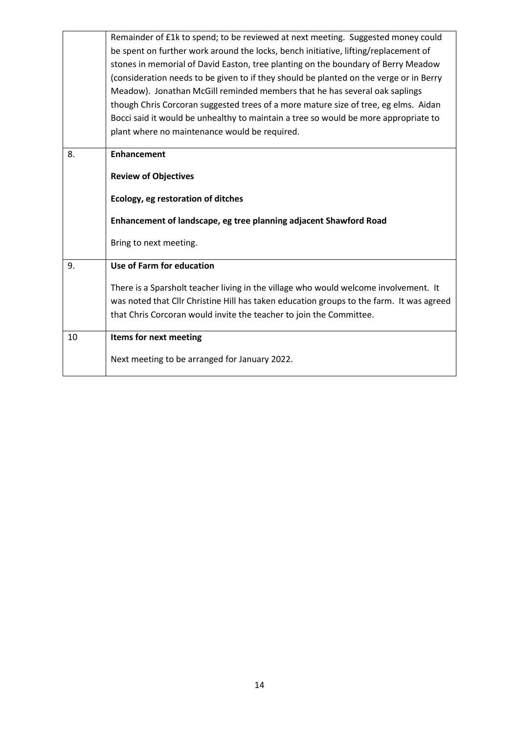| | |
|---|---|
| | Remainder of £1k to spend; to be reviewed at next meeting. Suggested money could be spent on further work around the locks, bench initiative, lifting/replacement of stones in memorial of David Easton, tree planting on the boundary of Berry Meadow (consideration needs to be given to if they should be planted on the verge or in Berry Meadow). Jonathan McGill reminded members that he has several oak saplings though Chris Corcoran suggested trees of a more mature size of tree, eg elms. Aidan Bocci said it would be unhealthy to maintain a tree so would be more appropriate to plant where no maintenance would be required. |
| 8. | **Enhancement**<br><br>**Review of Objectives**<br><br>**Ecology, eg restoration of ditches**<br><br>**Enhancement of landscape, eg tree planning adjacent Shawford Road**<br><br>Bring to next meeting. |
| 9. | **Use of Farm for education**<br><br>There is a Sparsholt teacher living in the village who would welcome involvement. It was noted that Cllr Christine Hill has taken education groups to the farm. It was agreed that Chris Corcoran would invite the teacher to join the Committee. |
| 10 | **Items for next meeting**<br><br>Next meeting to be arranged for January 2022. |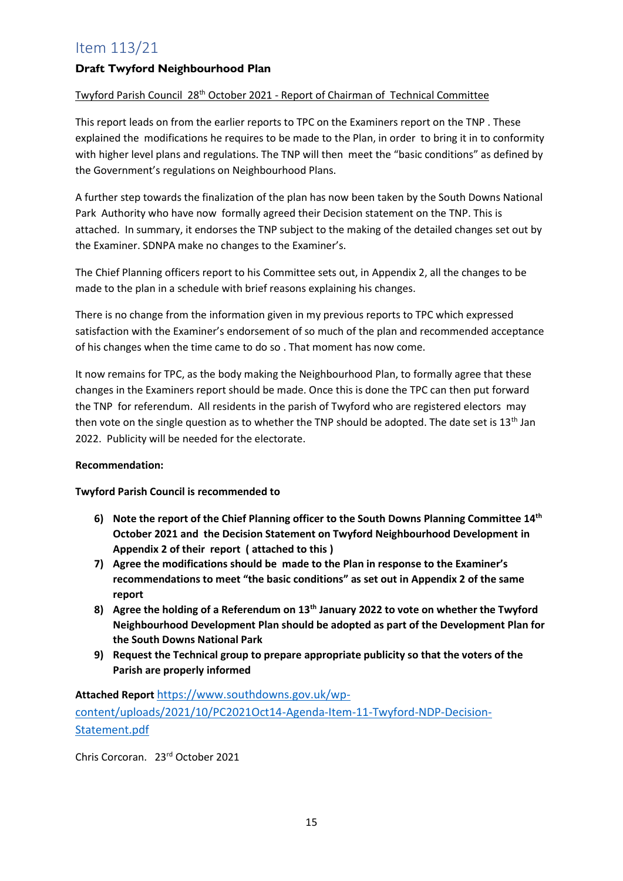# Item 113/21

### Draft Twyford Neighbourhood Plan

Twyford Parish Council 28th October 2021 - Report of Chairman of Technical Committee

This report leads on from the earlier reports to TPC on the Examiners report on the TNP . These explained the modifications he requires to be made to the Plan, in order to bring it in to conformity with higher level plans and regulations. The TNP will then meet the "basic conditions" as defined by the Government's regulations on Neighbourhood Plans.

A further step towards the finalization of the plan has now been taken by the South Downs National Park Authority who have now formally agreed their Decision statement on the TNP. This is attached. In summary, it endorses the TNP subject to the making of the detailed changes set out by the Examiner. SDNPA make no changes to the Examiner's.

The Chief Planning officers report to his Committee sets out, in Appendix 2, all the changes to be made to the plan in a schedule with brief reasons explaining his changes.

There is no change from the information given in my previous reports to TPC which expressed satisfaction with the Examiner's endorsement of so much of the plan and recommended acceptance of his changes when the time came to do so . That moment has now come.

It now remains for TPC, as the body making the Neighbourhood Plan, to formally agree that these changes in the Examiners report should be made. Once this is done the TPC can then put forward the TNP for referendum. All residents in the parish of Twyford who are registered electors may then vote on the single question as to whether the TNP should be adopted. The date set is 13th Jan 2022. Publicity will be needed for the electorate.

**Recommendation:**

**Twyford Parish Council is recommended to**

6) **Note the report of the Chief Planning officer to the South Downs Planning Committee 14th October 2021 and the Decision Statement on Twyford Neighbourhood Development in Appendix 2 of their report ( attached to this )**
7) **Agree the modifications should be made to the Plan in response to the Examiner's recommendations to meet "the basic conditions" as set out in Appendix 2 of the same report**
8) **Agree the holding of a Referendum on 13th January 2022 to vote on whether the Twyford Neighbourhood Development Plan should be adopted as part of the Development Plan for the South Downs National Park**
9) **Request the Technical group to prepare appropriate publicity so that the voters of the Parish are properly informed**

**Attached Report** [https://www.southdowns.gov.uk/wp-content/uploads/2021/10/PC2021Oct14-Agenda-Item-11-Twyford-NDP-Decision-Statement.pdf](https://www.southdowns.gov.uk/wp-content/uploads/2021/10/PC2021Oct14-Agenda-Item-11-Twyford-NDP-Decision-Statement.pdf)

Chris Corcoran. 23rd October 2021